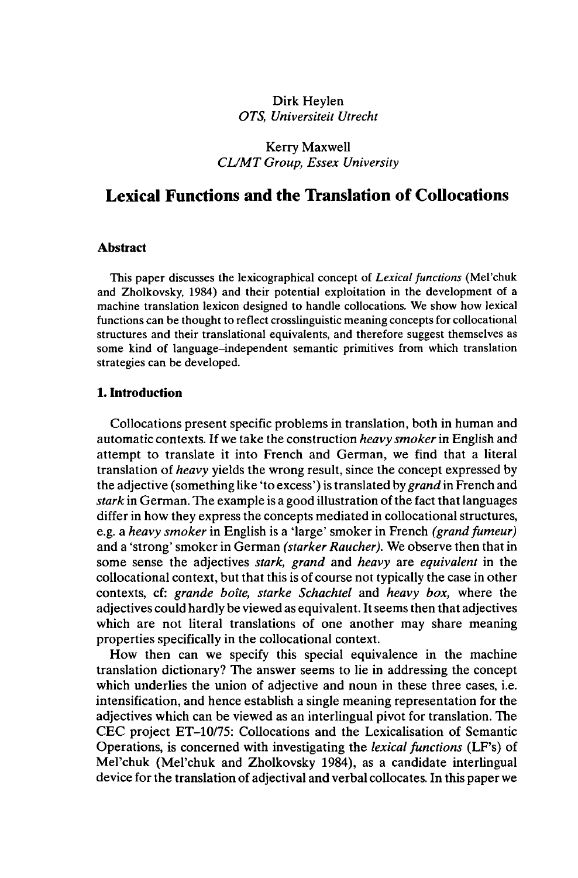Dirk Heylen
*OTS, Universiteit Utrecht*

Kerry Maxwell
*CL/MT Group, Essex University*

# Lexical Functions and the Translation of Collocations

### Abstract

This paper discusses the lexicographical concept of *Lexical functions* (Mel'chuk and Zholkovsky, 1984) and their potential exploitation in the development of a machine translation lexicon designed to handle collocations. We show how lexical functions can be thought to reflect crosslinguistic meaning concepts for collocational structures and their translational equivalents, and therefore suggest themselves as some kind of language–independent semantic primitives from which translation strategies can be developed.

### 1. Introduction

Collocations present specific problems in translation, both in human and automatic contexts. If we take the construction *heavy smoker* in English and attempt to translate it into French and German, we find that a literal translation of *heavy* yields the wrong result, since the concept expressed by the adjective (something like 'to excess') is translated by *grand* in French and *stark* in German. The example is a good illustration of the fact that languages differ in how they express the concepts mediated in collocational structures, e.g. a *heavy smoker* in English is a 'large' smoker in French *(grand fumeur)* and a 'strong' smoker in German *(starker Raucher)*. We observe then that in some sense the adjectives *stark, grand* and *heavy* are *equivalent* in the collocational context, but that this is of course not typically the case in other contexts, cf: *grande boîte, starke Schachtel* and *heavy box,* where the adjectives could hardly be viewed as equivalent. It seems then that adjectives which are not literal translations of one another may share meaning properties specifically in the collocational context.

How then can we specify this special equivalence in the machine translation dictionary? The answer seems to lie in addressing the concept which underlies the union of adjective and noun in these three cases, i.e. intensification, and hence establish a single meaning representation for the adjectives which can be viewed as an interlingual pivot for translation. The CEC project ET–10/75: Collocations and the Lexicalisation of Semantic Operations, is concerned with investigating the *lexical functions* (LF's) of Mel'chuk (Mel'chuk and Zholkovsky 1984), as a candidate interlingual device for the translation of adjectival and verbal collocates. In this paper we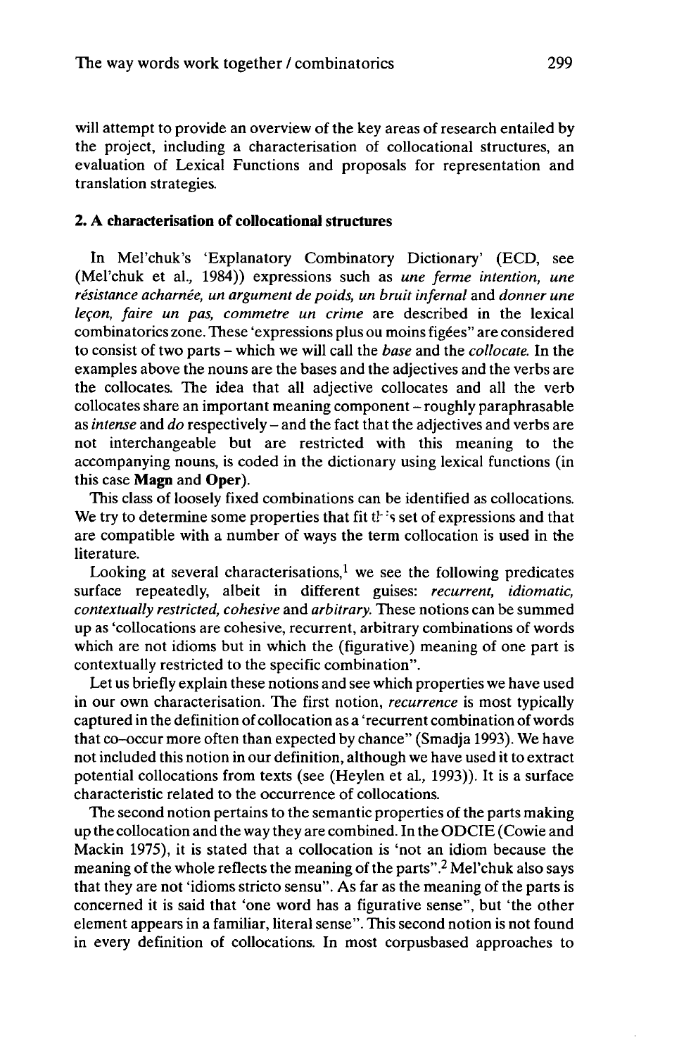will attempt to provide an overview of the key areas of research entailed by the project, including a characterisation of collocational structures, an evaluation of Lexical Functions and proposals for representation and translation strategies.

## 2. A characterisation of collocational structures

In Mel'chuk's 'Explanatory Combinatory Dictionary' (ECD, see (Mel'chuk et al., 1984)) expressions such as *une ferme intention, une résistance acharnée, un argument de poids, un bruit infernal* and *donner une leçon, faire un pas, commetre un crime* are described in the lexical combinatorics zone. These 'expressions plus ou moins figées" are considered to consist of two parts – which we will call the *base* and the *collocate*. In the examples above the nouns are the bases and the adjectives and the verbs are the collocates. The idea that all adjective collocates and all the verb collocates share an important meaning component – roughly paraphrasable as *intense* and *do* respectively – and the fact that the adjectives and verbs are not interchangeable but are restricted with this meaning to the accompanying nouns, is coded in the dictionary using lexical functions (in this case **Magn** and **Oper**).

This class of loosely fixed combinations can be identified as collocations. We try to determine some properties that fit this set of expressions and that are compatible with a number of ways the term collocation is used in the literature.

Looking at several characterisations,[1] we see the following predicates surface repeatedly, albeit in different guises: *recurrent, idiomatic, contextually restricted, cohesive* and *arbitrary*. These notions can be summed up as 'collocations are cohesive, recurrent, arbitrary combinations of words which are not idioms but in which the (figurative) meaning of one part is contextually restricted to the specific combination".

Let us briefly explain these notions and see which properties we have used in our own characterisation. The first notion, *recurrence* is most typically captured in the definition of collocation as a 'recurrent combination of words that co–occur more often than expected by chance" (Smadja 1993). We have not included this notion in our definition, although we have used it to extract potential collocations from texts (see (Heylen et al., 1993)). It is a surface characteristic related to the occurrence of collocations.

The second notion pertains to the semantic properties of the parts making up the collocation and the way they are combined. In the ODCIE (Cowie and Mackin 1975), it is stated that a collocation is 'not an idiom because the meaning of the whole reflects the meaning of the parts".[2] Mel'chuk also says that they are not 'idioms stricto sensu". As far as the meaning of the parts is concerned it is said that 'one word has a figurative sense", but 'the other element appears in a familiar, literal sense". This second notion is not found in every definition of collocations. In most corpusbased approaches to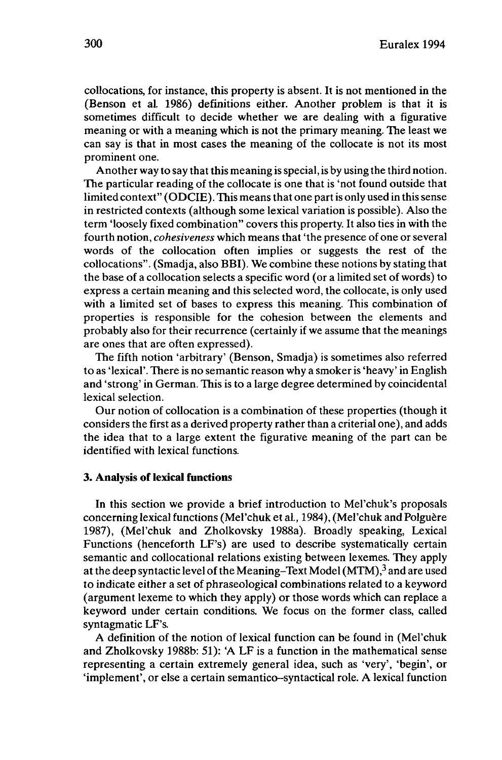collocations, for instance, this property is absent. It is not mentioned in the (Benson et al. 1986) definitions either. Another problem is that it is sometimes difficult to decide whether we are dealing with a figurative meaning or with a meaning which is not the primary meaning. The least we can say is that in most cases the meaning of the collocate is not its most prominent one.

Another way to say that this meaning is special, is by using the third notion. The particular reading of the collocate is one that is 'not found outside that limited context" (ODCIE). This means that one part is only used in this sense in restricted contexts (although some lexical variation is possible). Also the term 'loosely fixed combination" covers this property. It also ties in with the fourth notion, *cohesiveness* which means that 'the presence of one or several words of the collocation often implies or suggests the rest of the collocations". (Smadja, also BBI). We combine these notions by stating that the base of a collocation selects a specific word (or a limited set of words) to express a certain meaning and this selected word, the collocate, is only used with a limited set of bases to express this meaning. This combination of properties is responsible for the cohesion between the elements and probably also for their recurrence (certainly if we assume that the meanings are ones that are often expressed).

The fifth notion 'arbitrary' (Benson, Smadja) is sometimes also referred to as 'lexical'. There is no semantic reason why a smoker is 'heavy' in English and 'strong' in German. This is to a large degree determined by coincidental lexical selection.

Our notion of collocation is a combination of these properties (though it considers the first as a derived property rather than a criterial one), and adds the idea that to a large extent the figurative meaning of the part can be identified with lexical functions.

### 3. Analysis of lexical functions

In this section we provide a brief introduction to Mel'chuk's proposals concerning lexical functions (Mel'chuk et al., 1984), (Mel'chuk and Polguère 1987), (Mel'chuk and Zholkovsky 1988a). Broadly speaking, Lexical Functions (henceforth LF's) are used to describe systematically certain semantic and collocational relations existing between lexemes. They apply at the deep syntactic level of the Meaning–Text Model (MTM),[3] and are used to indicate either a set of phraseological combinations related to a keyword (argument lexeme to which they apply) or those words which can replace a keyword under certain conditions. We focus on the former class, called syntagmatic LF's.

A definition of the notion of lexical function can be found in (Mel'chuk and Zholkovsky 1988b: 51): 'A LF is a function in the mathematical sense representing a certain extremely general idea, such as 'very', 'begin', or 'implement', or else a certain semantico–syntactical role. A lexical function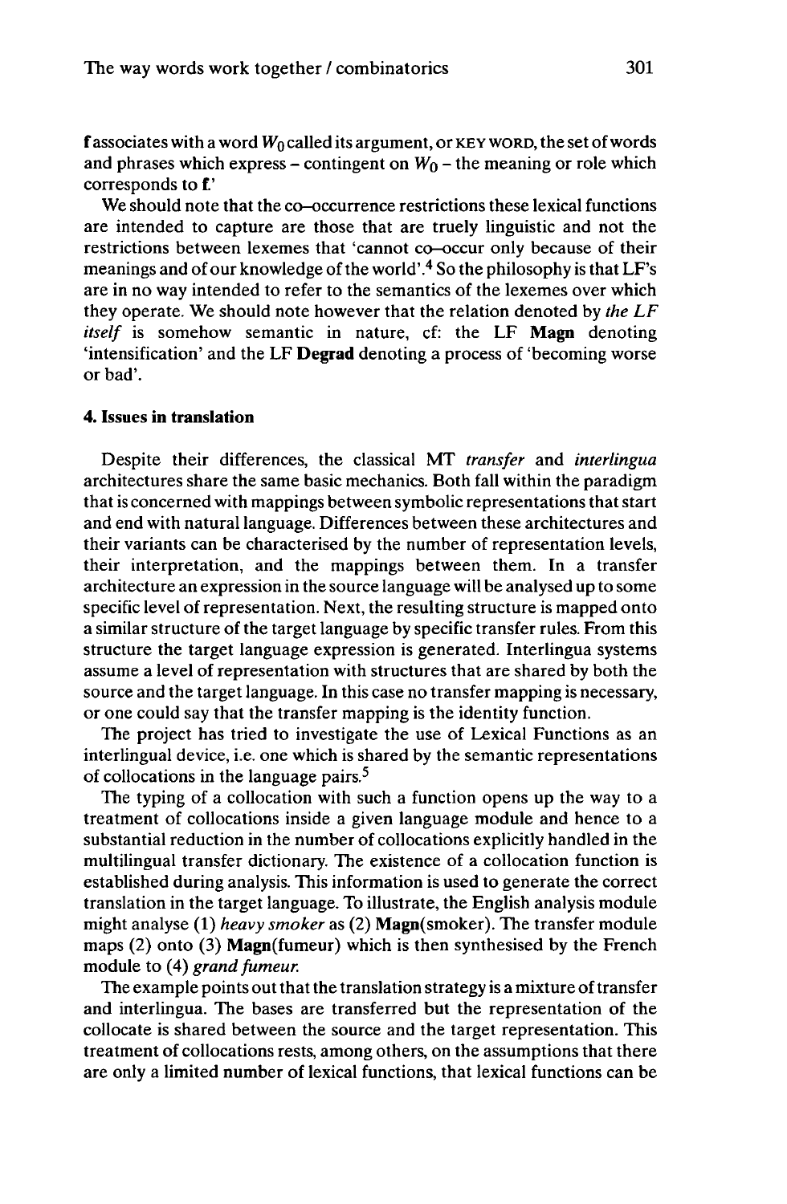**f** associates with a word $W_0$ called its argument, or KEY WORD, the set of words and phrases which express – contingent on $W_0$ – the meaning or role which corresponds to **f**.'

We should note that the co–occurrence restrictions these lexical functions are intended to capture are those that are truely linguistic and not the restrictions between lexemes that 'cannot co–occur only because of their meanings and of our knowledge of the world'.[4] So the philosophy is that LF's are in no way intended to refer to the semantics of the lexemes over which they operate. We should note however that the relation denoted by *the LF itself* is somehow semantic in nature, cf: the LF **Magn** denoting 'intensification' and the LF **Degrad** denoting a process of 'becoming worse or bad'.

### 4. Issues in translation

Despite their differences, the classical MT *transfer* and *interlingua* architectures share the same basic mechanics. Both fall within the paradigm that is concerned with mappings between symbolic representations that start and end with natural language. Differences between these architectures and their variants can be characterised by the number of representation levels, their interpretation, and the mappings between them. In a transfer architecture an expression in the source language will be analysed up to some specific level of representation. Next, the resulting structure is mapped onto a similar structure of the target language by specific transfer rules. From this structure the target language expression is generated. Interlingua systems assume a level of representation with structures that are shared by both the source and the target language. In this case no transfer mapping is necessary, or one could say that the transfer mapping is the identity function.

The project has tried to investigate the use of Lexical Functions as an interlingual device, i.e. one which is shared by the semantic representations of collocations in the language pairs.[5]

The typing of a collocation with such a function opens up the way to a treatment of collocations inside a given language module and hence to a substantial reduction in the number of collocations explicitly handled in the multilingual transfer dictionary. The existence of a collocation function is established during analysis. This information is used to generate the correct translation in the target language. To illustrate, the English analysis module might analyse (1) *heavy smoker* as (2) **Magn**(smoker). The transfer module maps (2) onto (3) **Magn**(fumeur) which is then synthesised by the French module to (4) *grand fumeur.*

The example points out that the translation strategy is a mixture of transfer and interlingua. The bases are transferred but the representation of the collocate is shared between the source and the target representation. This treatment of collocations rests, among others, on the assumptions that there are only a limited number of lexical functions, that lexical functions can be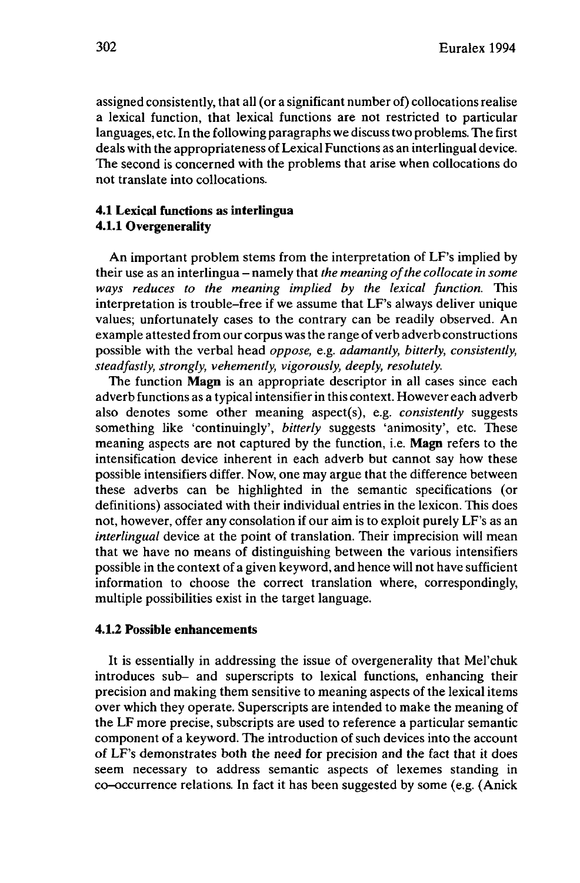assigned consistently, that all (or a significant number of) collocations realise a lexical function, that lexical functions are not restricted to particular languages, etc. In the following paragraphs we discuss two problems. The first deals with the appropriateness of Lexical Functions as an interlingual device. The second is concerned with the problems that arise when collocations do not translate into collocations.

### 4.1 Lexical functions as interlingua

#### 4.1.1 Overgenerality

An important problem stems from the interpretation of LF's implied by their use as an interlingua – namely that *the meaning of the collocate in some ways reduces to the meaning implied by the lexical function.* This interpretation is trouble–free if we assume that LF's always deliver unique values; unfortunately cases to the contrary can be readily observed. An example attested from our corpus was the range of verb adverb constructions possible with the verbal head *oppose,* e.g. *adamantly, bitterly, consistently, steadfastly, strongly, vehemently, vigorously, deeply, resolutely.*

The function **Magn** is an appropriate descriptor in all cases since each adverb functions as a typical intensifier in this context. However each adverb also denotes some other meaning aspect(s), e.g. *consistently* suggests something like 'continuingly', *bitterly* suggests 'animosity', etc. These meaning aspects are not captured by the function, i.e. **Magn** refers to the intensification device inherent in each adverb but cannot say how these possible intensifiers differ. Now, one may argue that the difference between these adverbs can be highlighted in the semantic specifications (or definitions) associated with their individual entries in the lexicon. This does not, however, offer any consolation if our aim is to exploit purely LF's as an *interlingual* device at the point of translation. Their imprecision will mean that we have no means of distinguishing between the various intensifiers possible in the context of a given keyword, and hence will not have sufficient information to choose the correct translation where, correspondingly, multiple possibilities exist in the target language.

#### 4.1.2 Possible enhancements

It is essentially in addressing the issue of overgenerality that Mel'chuk introduces sub– and superscripts to lexical functions, enhancing their precision and making them sensitive to meaning aspects of the lexical items over which they operate. Superscripts are intended to make the meaning of the LF more precise, subscripts are used to reference a particular semantic component of a keyword. The introduction of such devices into the account of LF's demonstrates both the need for precision and the fact that it does seem necessary to address semantic aspects of lexemes standing in co–occurrence relations. In fact it has been suggested by some (e.g. (Anick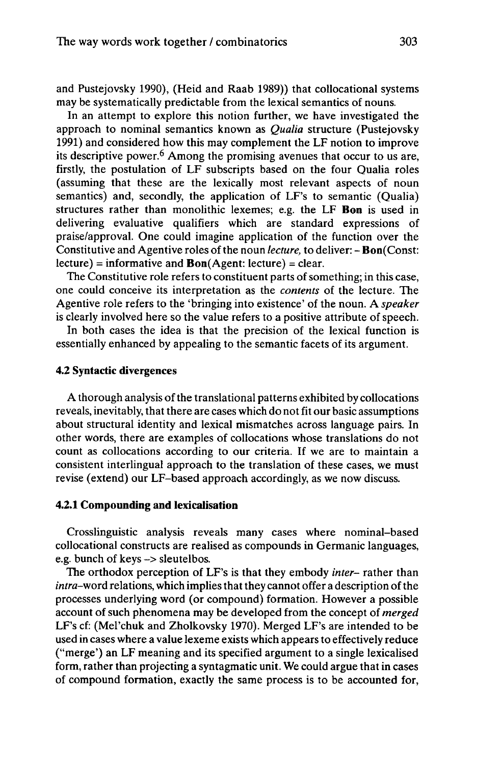and Pustejovsky 1990), (Heid and Raab 1989)) that collocational systems may be systematically predictable from the lexical semantics of nouns.

In an attempt to explore this notion further, we have investigated the approach to nominal semantics known as *Qualia* structure (Pustejovsky 1991) and considered how this may complement the LF notion to improve its descriptive power.[6] Among the promising avenues that occur to us are, firstly, the postulation of LF subscripts based on the four Qualia roles (assuming that these are the lexically most relevant aspects of noun semantics) and, secondly, the application of LF's to semantic (Qualia) structures rather than monolithic lexemes; e.g. the LF **Bon** is used in delivering evaluative qualifiers which are standard expressions of praise/approval. One could imagine application of the function over the Constitutive and Agentive roles of the noun *lecture,* to deliver: - **Bon**(Const: lecture) = informative and **Bon**(Agent: lecture) = clear.

The Constitutive role refers to constituent parts of something; in this case, one could conceive its interpretation as the *contents* of the lecture. The Agentive role refers to the 'bringing into existence' of the noun. A *speaker* is clearly involved here so the value refers to a positive attribute of speech.

In both cases the idea is that the precision of the lexical function is essentially enhanced by appealing to the semantic facets of its argument.

### 4.2 Syntactic divergences

A thorough analysis of the translational patterns exhibited by collocations reveals, inevitably, that there are cases which do not fit our basic assumptions about structural identity and lexical mismatches across language pairs. In other words, there are examples of collocations whose translations do not count as collocations according to our criteria. If we are to maintain a consistent interlingual approach to the translation of these cases, we must revise (extend) our LF-based approach accordingly, as we now discuss.

#### 4.2.1 Compounding and lexicalisation

Crosslinguistic analysis reveals many cases where nominal-based collocational constructs are realised as compounds in Germanic languages, e.g. bunch of keys -> sleutelbos.

The orthodox perception of LF's is that they embody *inter*- rather than *intra*-word relations, which implies that they cannot offer a description of the processes underlying word (or compound) formation. However a possible account of such phenomena may be developed from the concept of *merged* LF's cf: (Mel'chuk and Zholkovsky 1970). Merged LF's are intended to be used in cases where a value lexeme exists which appears to effectively reduce ("merge") an LF meaning and its specified argument to a single lexicalised form, rather than projecting a syntagmatic unit. We could argue that in cases of compound formation, exactly the same process is to be accounted for,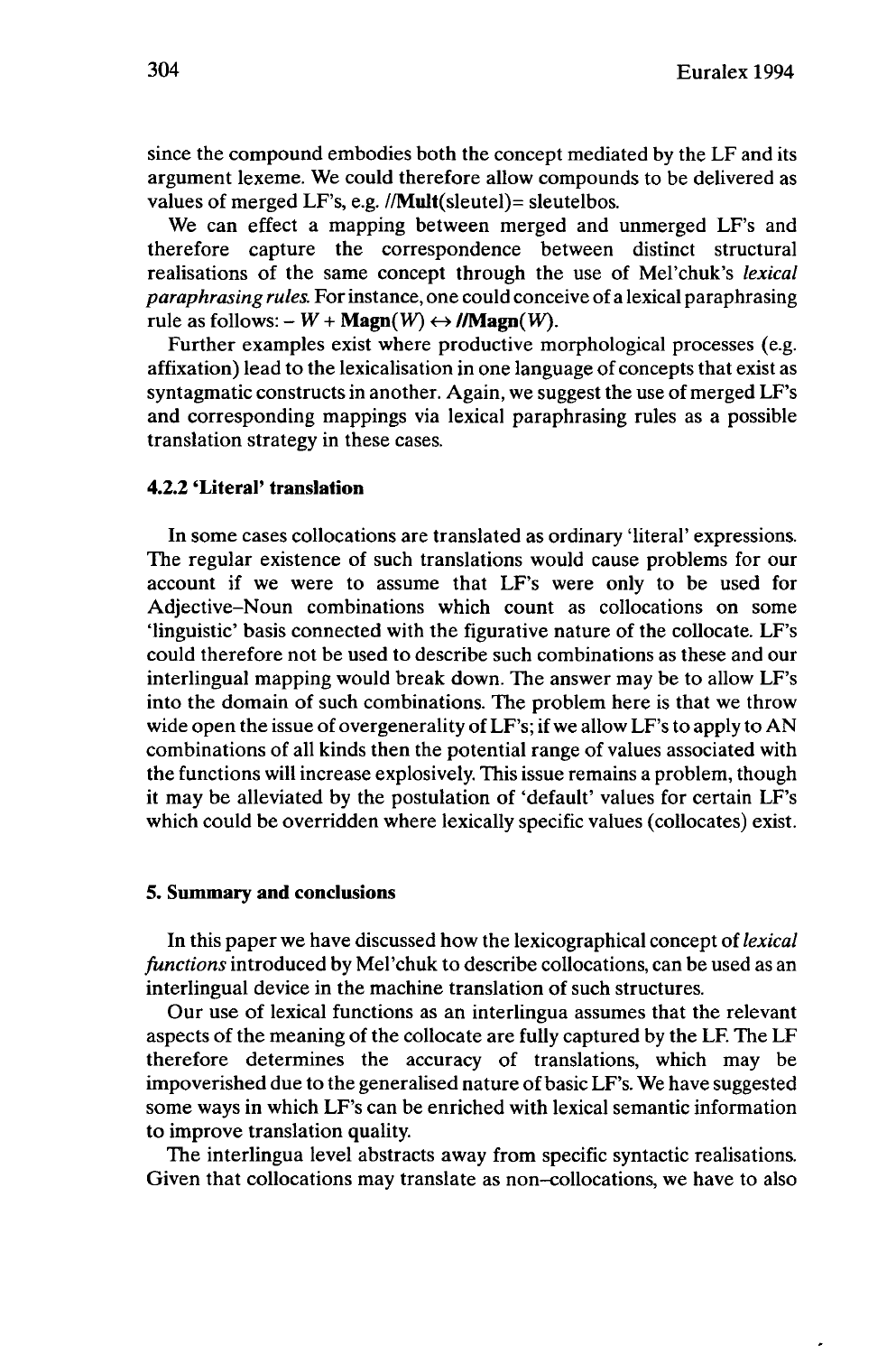since the compound embodies both the concept mediated by the LF and its argument lexeme. We could therefore allow compounds to be delivered as values of merged LF's, e.g. //**Mult**(sleutel)= sleutelbos.

We can effect a mapping between merged and unmerged LF's and therefore capture the correspondence between distinct structural realisations of the same concept through the use of Mel'chuk's *lexical paraphrasing rules*. For instance, one could conceive of a lexical paraphrasing rule as follows: $- W + \mathbf{Magn}(W) \leftrightarrow //\mathbf{Magn}(W)$.

Further examples exist where productive morphological processes (e.g. affixation) lead to the lexicalisation in one language of concepts that exist as syntagmatic constructs in another. Again, we suggest the use of merged LF's and corresponding mappings via lexical paraphrasing rules as a possible translation strategy in these cases.

#### 4.2.2 'Literal' translation

In some cases collocations are translated as ordinary 'literal' expressions. The regular existence of such translations would cause problems for our account if we were to assume that LF's were only to be used for Adjective–Noun combinations which count as collocations on some 'linguistic' basis connected with the figurative nature of the collocate. LF's could therefore not be used to describe such combinations as these and our interlingual mapping would break down. The answer may be to allow LF's into the domain of such combinations. The problem here is that we throw wide open the issue of overgenerality of LF's; if we allow LF's to apply to AN combinations of all kinds then the potential range of values associated with the functions will increase explosively. This issue remains a problem, though it may be alleviated by the postulation of 'default' values for certain LF's which could be overridden where lexically specific values (collocates) exist.

## 5. Summary and conclusions

In this paper we have discussed how the lexicographical concept of *lexical functions* introduced by Mel'chuk to describe collocations, can be used as an interlingual device in the machine translation of such structures.

Our use of lexical functions as an interlingua assumes that the relevant aspects of the meaning of the collocate are fully captured by the LF. The LF therefore determines the accuracy of translations, which may be impoverished due to the generalised nature of basic LF's. We have suggested some ways in which LF's can be enriched with lexical semantic information to improve translation quality.

The interlingua level abstracts away from specific syntactic realisations. Given that collocations may translate as non–collocations, we have to also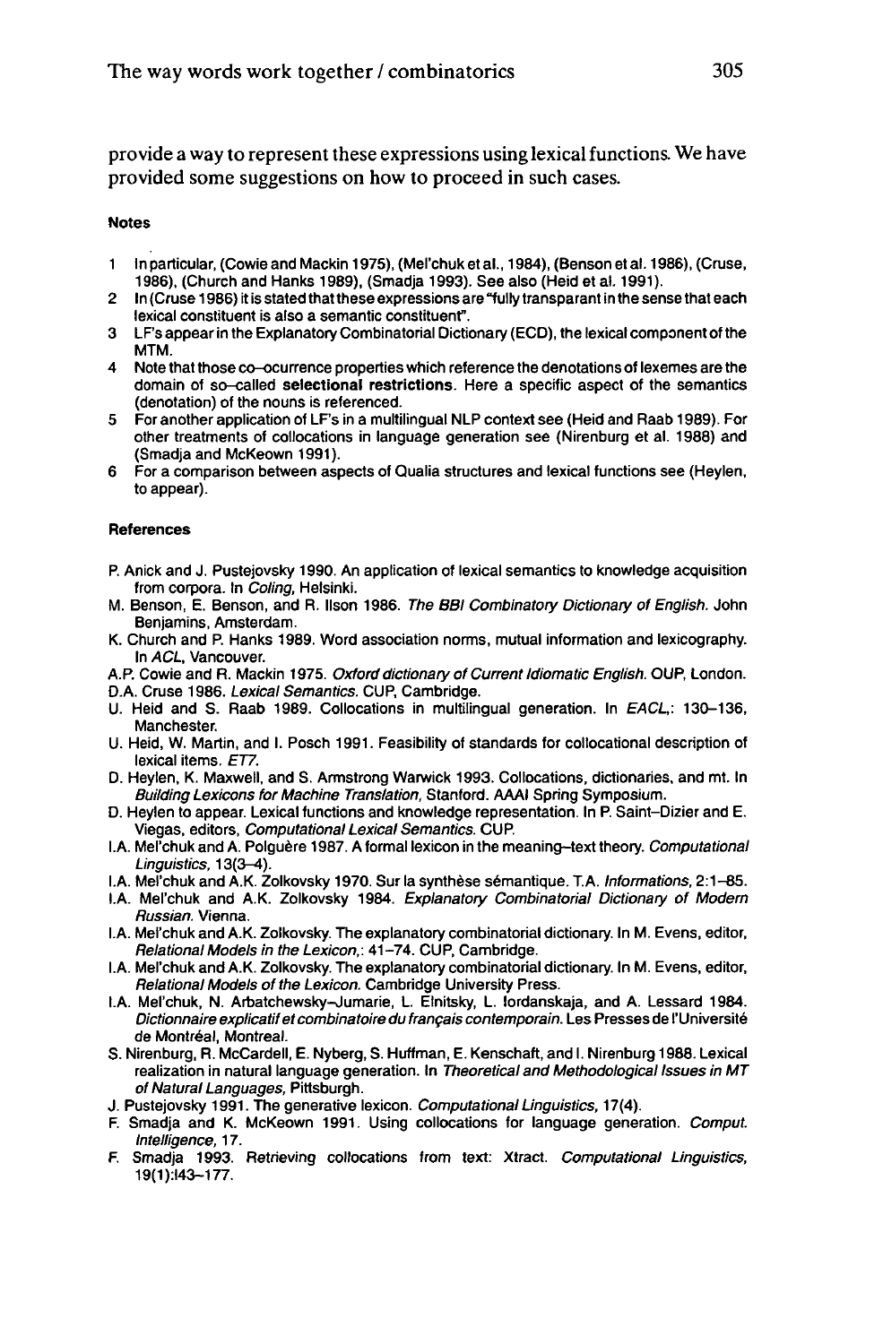provide a way to represent these expressions using lexical functions. We have provided some suggestions on how to proceed in such cases.

## Notes

1. In particular, (Cowie and Mackin 1975), (Mel'chuk et al., 1984), (Benson et al. 1986), (Cruse, 1986), (Church and Hanks 1989), (Smadja 1993). See also (Heid et al. 1991).
2. In (Cruse 1986) it is stated that these expressions are "fully transparant in the sense that each lexical constituent is also a semantic constituent".
3. LF's appear in the Explanatory Combinatorial Dictionary (ECD), the lexical component of the MTM.
4. Note that those co–ocurrence properties which reference the denotations of lexemes are the domain of so–called **selectional restrictions**. Here a specific aspect of the semantics (denotation) of the nouns is referenced.
5. For another application of LF's in a multilingual NLP context see (Heid and Raab 1989). For other treatments of collocations in language generation see (Nirenburg et al. 1988) and (Smadja and McKeown 1991).
6. For a comparison between aspects of Qualia structures and lexical functions see (Heylen, to appear).

## References

P. Anick and J. Pustejovsky 1990. An application of lexical semantics to knowledge acquisition from corpora. In *Coling*, Helsinki.

M. Benson, E. Benson, and R. Ilson 1986. *The BBI Combinatory Dictionary of English*. John Benjamins, Amsterdam.

K. Church and P. Hanks 1989. Word association norms, mutual information and lexicography. In *ACL*, Vancouver.

A.P. Cowie and R. Mackin 1975. *Oxford dictionary of Current Idiomatic English*. OUP, London.

D.A. Cruse 1986. *Lexical Semantics*. CUP, Cambridge.

U. Heid and S. Raab 1989. Collocations in multilingual generation. In *EACL*,: 130–136, Manchester.

U. Heid, W. Martin, and I. Posch 1991. Feasibility of standards for collocational description of lexical items. *ET7*.

D. Heylen, K. Maxwell, and S. Armstrong Warwick 1993. Collocations, dictionaries, and mt. In *Building Lexicons for Machine Translation*, Stanford. AAAI Spring Symposium.

D. Heylen to appear. Lexical functions and knowledge representation. In P. Saint–Dizier and E. Viegas, editors, *Computational Lexical Semantics*. CUP.

I.A. Mel'chuk and A. Polguère 1987. A formal lexicon in the meaning–text theory. *Computational Linguistics*, 13(3–4).

I.A. Mel'chuk and A.K. Zolkovsky 1970. Sur la synthèse sémantique. T.A. *Informations*, 2:1–85.

I.A. Mel'chuk and A.K. Zolkovsky 1984. *Explanatory Combinatorial Dictionary of Modern Russian*. Vienna.

I.A. Mel'chuk and A.K. Zolkovsky. The explanatory combinatorial dictionary. In M. Evens, editor, *Relational Models in the Lexicon*,: 41–74. CUP, Cambridge.

I.A. Mel'chuk and A.K. Zolkovsky. The explanatory combinatorial dictionary. In M. Evens, editor, *Relational Models of the Lexicon*. Cambridge University Press.

I.A. Mel'chuk, N. Arbatchewsky–Jumarie, L. Elnitsky, L. Iordanskaja, and A. Lessard 1984. *Dictionnaire explicatif et combinatoire du français contemporain*. Les Presses de l'Université de Montréal, Montreal.

S. Nirenburg, R. McCardell, E. Nyberg, S. Huffman, E. Kenschaft, and I. Nirenburg 1988. Lexical realization in natural language generation. In *Theoretical and Methodological Issues in MT of Natural Languages*, Pittsburgh.

J. Pustejovsky 1991. The generative lexicon. *Computational Linguistics*, 17(4).

F. Smadja and K. McKeown 1991. Using collocations for language generation. *Comput. Intelligence*, 17.

F. Smadja 1993. Retrieving collocations from text: Xtract. *Computational Linguistics*, 19(1):143–177.